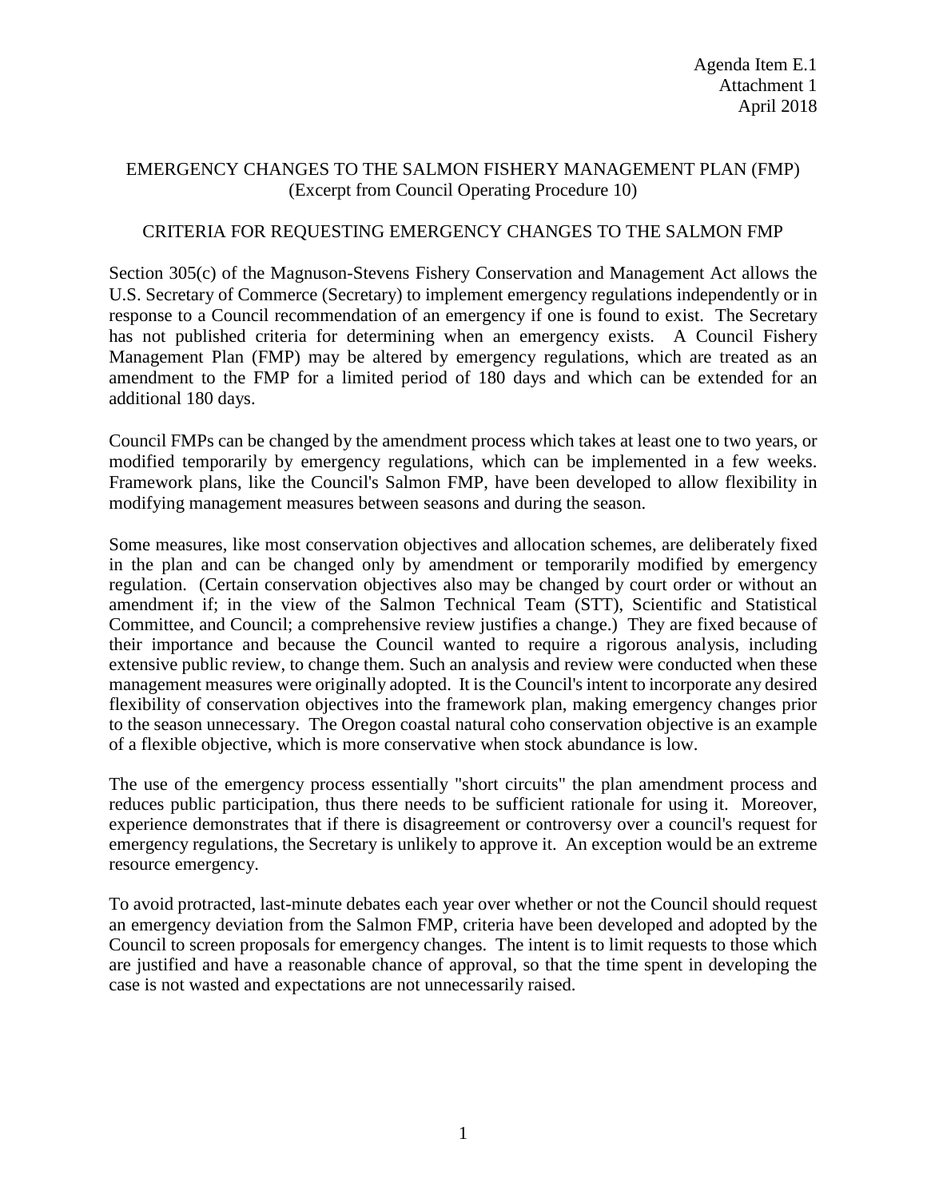Agenda Item E.1
Attachment 1
April 2018

# EMERGENCY CHANGES TO THE SALMON FISHERY MANAGEMENT PLAN (FMP)
(Excerpt from Council Operating Procedure 10)

## CRITERIA FOR REQUESTING EMERGENCY CHANGES TO THE SALMON FMP

Section 305(c) of the Magnuson-Stevens Fishery Conservation and Management Act allows the U.S. Secretary of Commerce (Secretary) to implement emergency regulations independently or in response to a Council recommendation of an emergency if one is found to exist. The Secretary has not published criteria for determining when an emergency exists. A Council Fishery Management Plan (FMP) may be altered by emergency regulations, which are treated as an amendment to the FMP for a limited period of 180 days and which can be extended for an additional 180 days.

Council FMPs can be changed by the amendment process which takes at least one to two years, or modified temporarily by emergency regulations, which can be implemented in a few weeks. Framework plans, like the Council's Salmon FMP, have been developed to allow flexibility in modifying management measures between seasons and during the season.

Some measures, like most conservation objectives and allocation schemes, are deliberately fixed in the plan and can be changed only by amendment or temporarily modified by emergency regulation. (Certain conservation objectives also may be changed by court order or without an amendment if; in the view of the Salmon Technical Team (STT), Scientific and Statistical Committee, and Council; a comprehensive review justifies a change.) They are fixed because of their importance and because the Council wanted to require a rigorous analysis, including extensive public review, to change them. Such an analysis and review were conducted when these management measures were originally adopted. It is the Council's intent to incorporate any desired flexibility of conservation objectives into the framework plan, making emergency changes prior to the season unnecessary. The Oregon coastal natural coho conservation objective is an example of a flexible objective, which is more conservative when stock abundance is low.

The use of the emergency process essentially "short circuits" the plan amendment process and reduces public participation, thus there needs to be sufficient rationale for using it. Moreover, experience demonstrates that if there is disagreement or controversy over a council's request for emergency regulations, the Secretary is unlikely to approve it. An exception would be an extreme resource emergency.

To avoid protracted, last-minute debates each year over whether or not the Council should request an emergency deviation from the Salmon FMP, criteria have been developed and adopted by the Council to screen proposals for emergency changes. The intent is to limit requests to those which are justified and have a reasonable chance of approval, so that the time spent in developing the case is not wasted and expectations are not unnecessarily raised.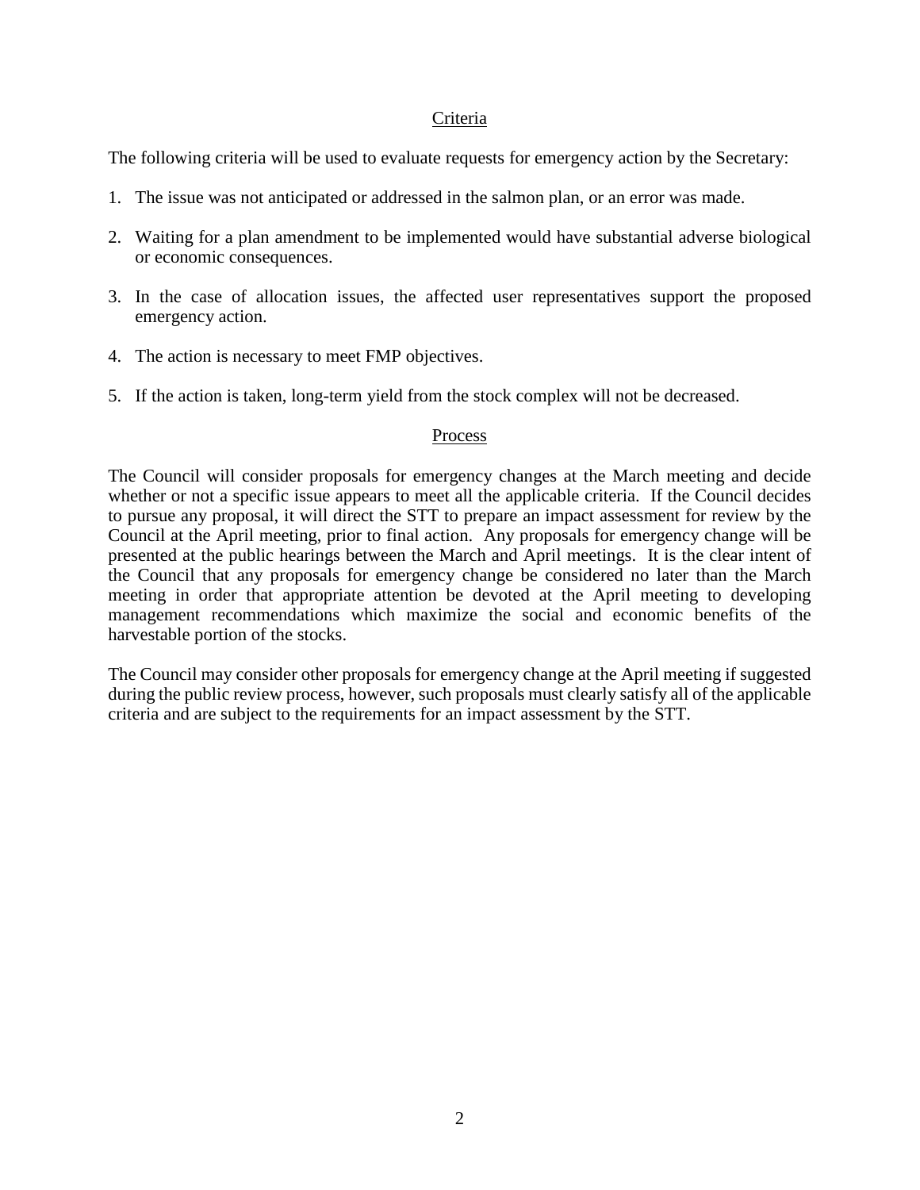## Criteria

The following criteria will be used to evaluate requests for emergency action by the Secretary:

1. The issue was not anticipated or addressed in the salmon plan, or an error was made.
2. Waiting for a plan amendment to be implemented would have substantial adverse biological or economic consequences.
3. In the case of allocation issues, the affected user representatives support the proposed emergency action.
4. The action is necessary to meet FMP objectives.
5. If the action is taken, long-term yield from the stock complex will not be decreased.

## Process

The Council will consider proposals for emergency changes at the March meeting and decide whether or not a specific issue appears to meet all the applicable criteria. If the Council decides to pursue any proposal, it will direct the STT to prepare an impact assessment for review by the Council at the April meeting, prior to final action. Any proposals for emergency change will be presented at the public hearings between the March and April meetings. It is the clear intent of the Council that any proposals for emergency change be considered no later than the March meeting in order that appropriate attention be devoted at the April meeting to developing management recommendations which maximize the social and economic benefits of the harvestable portion of the stocks.

The Council may consider other proposals for emergency change at the April meeting if suggested during the public review process, however, such proposals must clearly satisfy all of the applicable criteria and are subject to the requirements for an impact assessment by the STT.